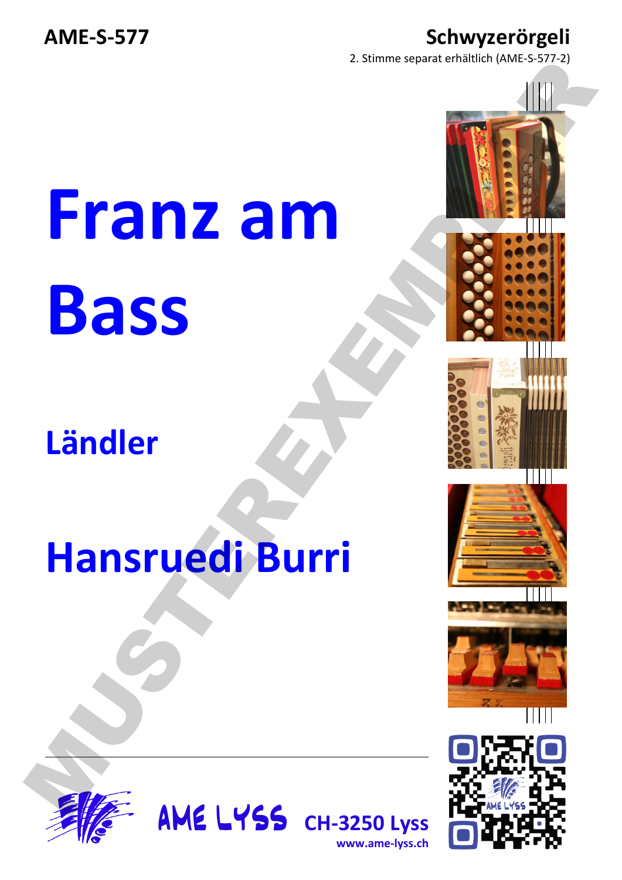**AME-S-577**

**Schwyzerörgeli**

2. Stimme separat erhältlich (AME-S-577-2)

# Franz am Bass

## Ländler

## Hansruedi Burri

MUSTEREXEMPLAR

AME LYSS **CH-3250 Lyss**

**www.ame-lyss.ch**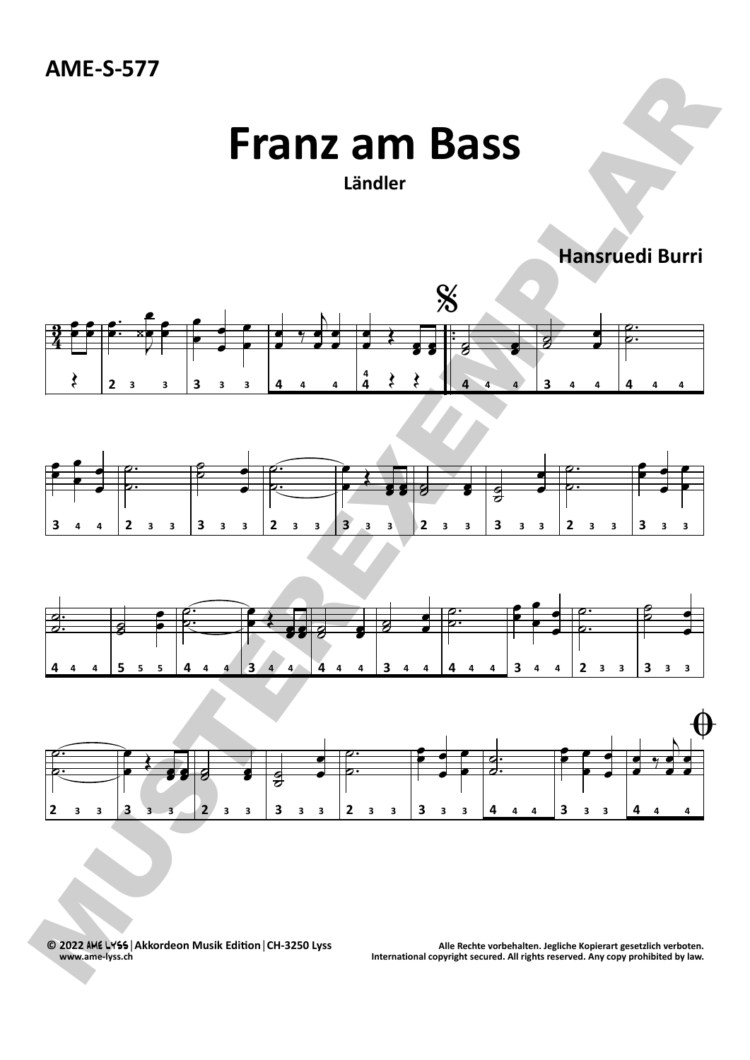AME-S-577

# Franz am Bass

**Ländler**

**Hansruedi Burri**

© 2022 AME LYSS | Akkordeon Musik Edition | CH-3250 Lyss
www.ame-lyss.ch

Alle Rechte vorbehalten. Jegliche Kopierart gesetzlich verboten.
International copyright secured. All rights reserved. Any copy prohibited by law.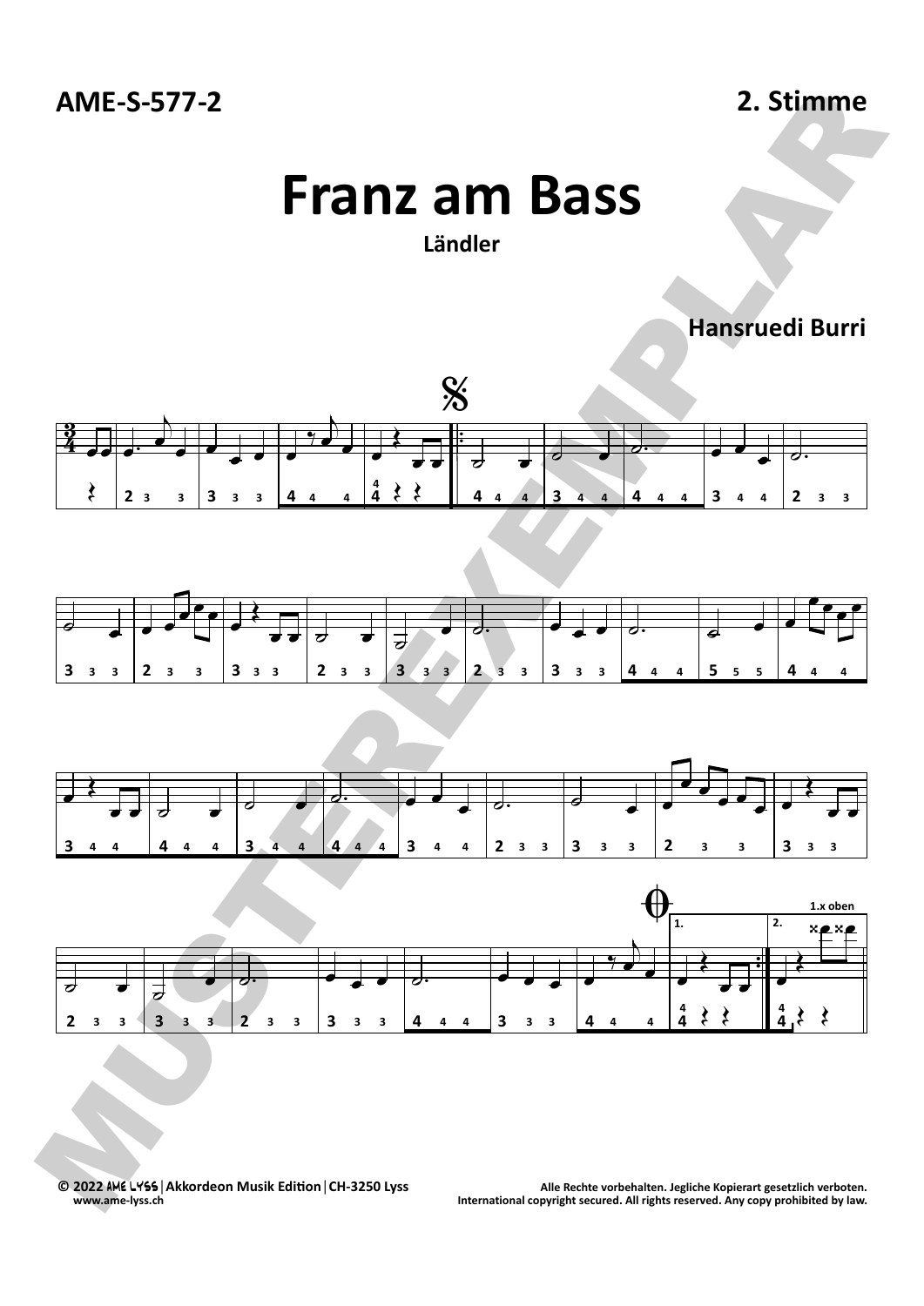**AME-S-577-2**

**2. Stimme**

# Franz am Bass

**Ländler**

**Hansruedi Burri**

© 2022 AME LYSS | Akkordeon Musik Edition | CH-3250 Lyss
www.ame-lyss.ch

Alle Rechte vorbehalten. Jegliche Kopierart gesetzlich verboten.
International copyright secured. All rights reserved. Any copy prohibited by law.